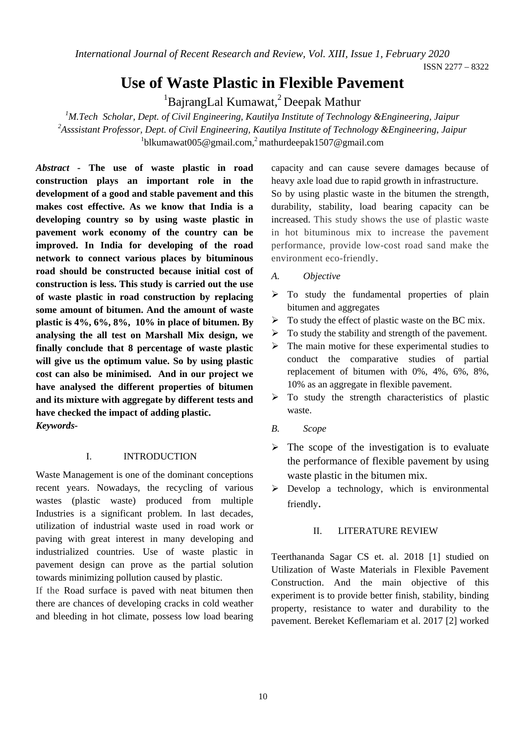# Use of Waste Plastic in Flexible Pavement

[1]BajrangLal Kumawat,[2] Deepak Mathur

[1]*M.Tech Scholar, Dept. of Civil Engineering, Kautilya Institute of Technology &Engineering, Jaipur*
[2]*Asssistant Professor, Dept. of Civil Engineering, Kautilya Institute of Technology &Engineering, Jaipur*
[1]blkumawat005@gmail.com,[2] mathurdeepak1507@gmail.com

***Abstract* - The use of waste plastic in road construction plays an important role in the development of a good and stable pavement and this makes cost effective. As we know that India is a developing country so by using waste plastic in pavement work economy of the country can be improved. In India for developing of the road network to connect various places by bituminous road should be constructed because initial cost of construction is less. This study is carried out the use of waste plastic in road construction by replacing some amount of bitumen. And the amount of waste plastic is 4%, 6%, 8%, 10% in place of bitumen. By analysing the all test on Marshall Mix design, we finally conclude that 8 percentage of waste plastic will give us the optimum value. So by using plastic cost can also be minimised. And in our project we have analysed the different properties of bitumen and its mixture with aggregate by different tests and have checked the impact of adding plastic.**

***Keywords-***

## I. INTRODUCTION

Waste Management is one of the dominant conceptions recent years. Nowadays, the recycling of various wastes (plastic waste) produced from multiple Industries is a significant problem. In last decades, utilization of industrial waste used in road work or paving with great interest in many developing and industrialized countries. Use of waste plastic in pavement design can prove as the partial solution towards minimizing pollution caused by plastic.

If the Road surface is paved with neat bitumen then there are chances of developing cracks in cold weather and bleeding in hot climate, possess low load bearing capacity and can cause severe damages because of heavy axle load due to rapid growth in infrastructure.

So by using plastic waste in the bitumen the strength, durability, stability, load bearing capacity can be increased. This study shows the use of plastic waste in hot bituminous mix to increase the pavement performance, provide low-cost road sand make the environment eco-friendly.

### *A. Objective*

- To study the fundamental properties of plain bitumen and aggregates
- To study the effect of plastic waste on the BC mix.
- To study the stability and strength of the pavement.
- The main motive for these experimental studies to conduct the comparative studies of partial replacement of bitumen with 0%, 4%, 6%, 8%, 10% as an aggregate in flexible pavement.
- To study the strength characteristics of plastic waste.

### *B. Scope*

- The scope of the investigation is to evaluate the performance of flexible pavement by using waste plastic in the bitumen mix.
- Develop a technology, which is environmental friendly.

## II. LITERATURE REVIEW

Teerthananda Sagar CS et. al. 2018 [1] studied on Utilization of Waste Materials in Flexible Pavement Construction. And the main objective of this experiment is to provide better finish, stability, binding property, resistance to water and durability to the pavement. Bereket Keflemariam et al. 2017 [2] worked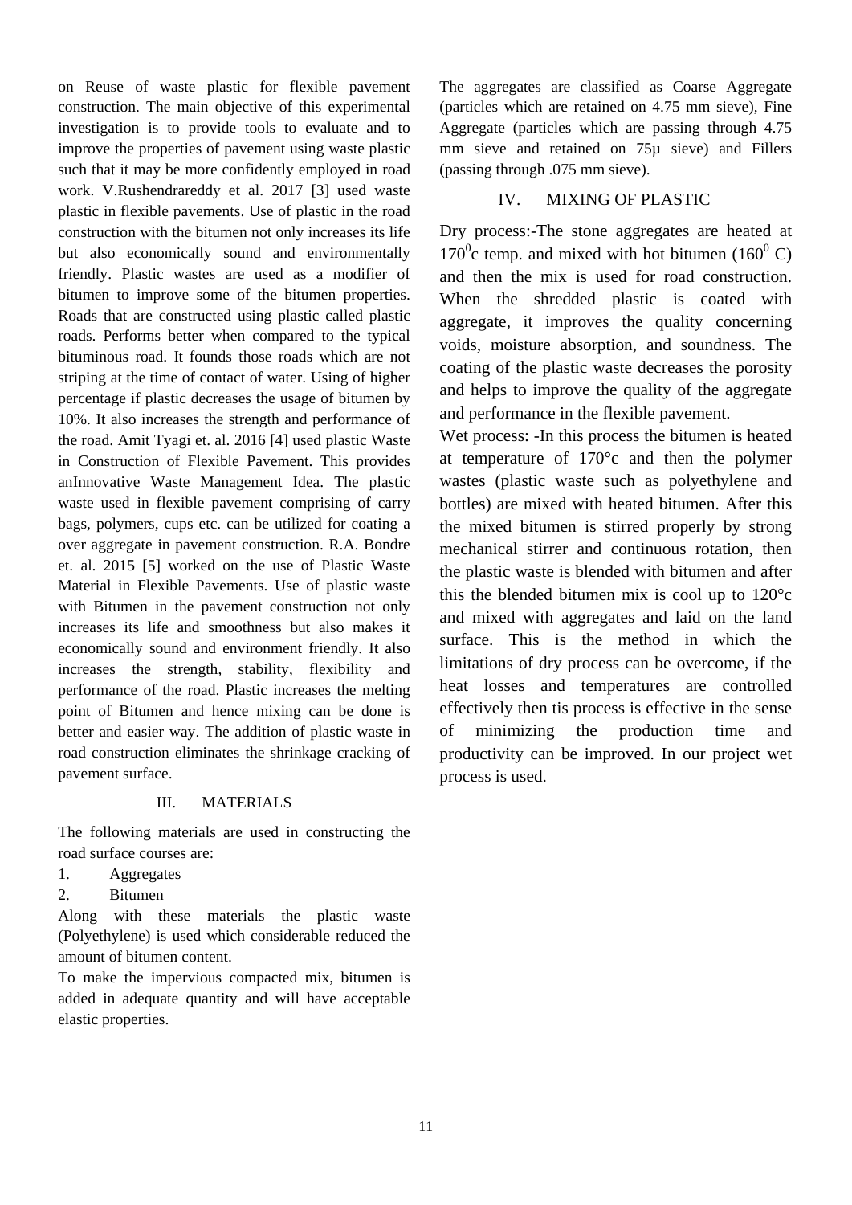on Reuse of waste plastic for flexible pavement construction. The main objective of this experimental investigation is to provide tools to evaluate and to improve the properties of pavement using waste plastic such that it may be more confidently employed in road work. V.Rushendrareddy et al. 2017 [3] used waste plastic in flexible pavements. Use of plastic in the road construction with the bitumen not only increases its life but also economically sound and environmentally friendly. Plastic wastes are used as a modifier of bitumen to improve some of the bitumen properties. Roads that are constructed using plastic called plastic roads. Performs better when compared to the typical bituminous road. It founds those roads which are not striping at the time of contact of water. Using of higher percentage if plastic decreases the usage of bitumen by 10%. It also increases the strength and performance of the road. Amit Tyagi et. al. 2016 [4] used plastic Waste in Construction of Flexible Pavement. This provides anInnovative Waste Management Idea. The plastic waste used in flexible pavement comprising of carry bags, polymers, cups etc. can be utilized for coating a over aggregate in pavement construction. R.A. Bondre et. al. 2015 [5] worked on the use of Plastic Waste Material in Flexible Pavements. Use of plastic waste with Bitumen in the pavement construction not only increases its life and smoothness but also makes it economically sound and environment friendly. It also increases the strength, stability, flexibility and performance of the road. Plastic increases the melting point of Bitumen and hence mixing can be done is better and easier way. The addition of plastic waste in road construction eliminates the shrinkage cracking of pavement surface.

## III. MATERIALS

The following materials are used in constructing the road surface courses are:

1. Aggregates
2. Bitumen

Along with these materials the plastic waste (Polyethylene) is used which considerable reduced the amount of bitumen content.

To make the impervious compacted mix, bitumen is added in adequate quantity and will have acceptable elastic properties.

The aggregates are classified as Coarse Aggregate (particles which are retained on 4.75 mm sieve), Fine Aggregate (particles which are passing through 4.75 mm sieve and retained on 75µ sieve) and Fillers (passing through .075 mm sieve).

## IV. MIXING OF PLASTIC

Dry process:-The stone aggregates are heated at $170^0$c temp. and mixed with hot bitumen ($160^0$ C) and then the mix is used for road construction. When the shredded plastic is coated with aggregate, it improves the quality concerning voids, moisture absorption, and soundness. The coating of the plastic waste decreases the porosity and helps to improve the quality of the aggregate and performance in the flexible pavement.

Wet process: -In this process the bitumen is heated at temperature of 170°c and then the polymer wastes (plastic waste such as polyethylene and bottles) are mixed with heated bitumen. After this the mixed bitumen is stirred properly by strong mechanical stirrer and continuous rotation, then the plastic waste is blended with bitumen and after this the blended bitumen mix is cool up to 120°c and mixed with aggregates and laid on the land surface. This is the method in which the limitations of dry process can be overcome, if the heat losses and temperatures are controlled effectively then tis process is effective in the sense of minimizing the production time and productivity can be improved. In our project wet process is used.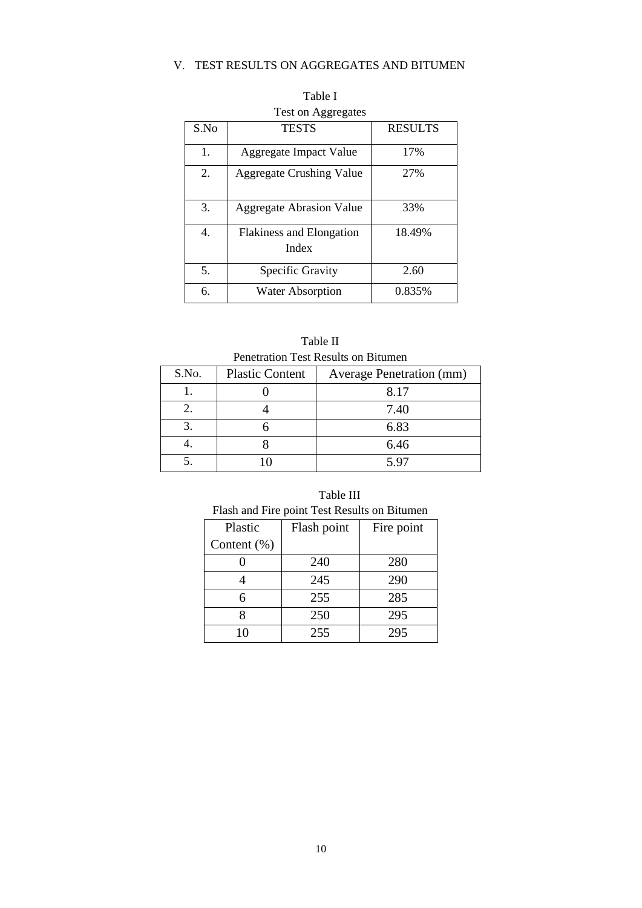## V. TEST RESULTS ON AGGREGATES AND BITUMEN

Table I

Test on Aggregates

| S.No | TESTS | RESULTS |
|---|---|---|
| 1. | Aggregate Impact Value | 17% |
| 2. | Aggregate Crushing Value | 27% |
| 3. | Aggregate Abrasion Value | 33% |
| 4. | Flakiness and Elongation Index | 18.49% |
| 5. | Specific Gravity | 2.60 |
| 6. | Water Absorption | 0.835% |

Table II

Penetration Test Results on Bitumen

| S.No. | Plastic Content | Average Penetration (mm) |
|---|---|---|
| 1. | 0 | 8.17 |
| 2. | 4 | 7.40 |
| 3. | 6 | 6.83 |
| 4. | 8 | 6.46 |
| 5. | 10 | 5.97 |

Table III

Flash and Fire point Test Results on Bitumen

| Plastic Content (%) | Flash point | Fire point |
|---|---|---|
| 0 | 240 | 280 |
| 4 | 245 | 290 |
| 6 | 255 | 285 |
| 8 | 250 | 295 |
| 10 | 255 | 295 |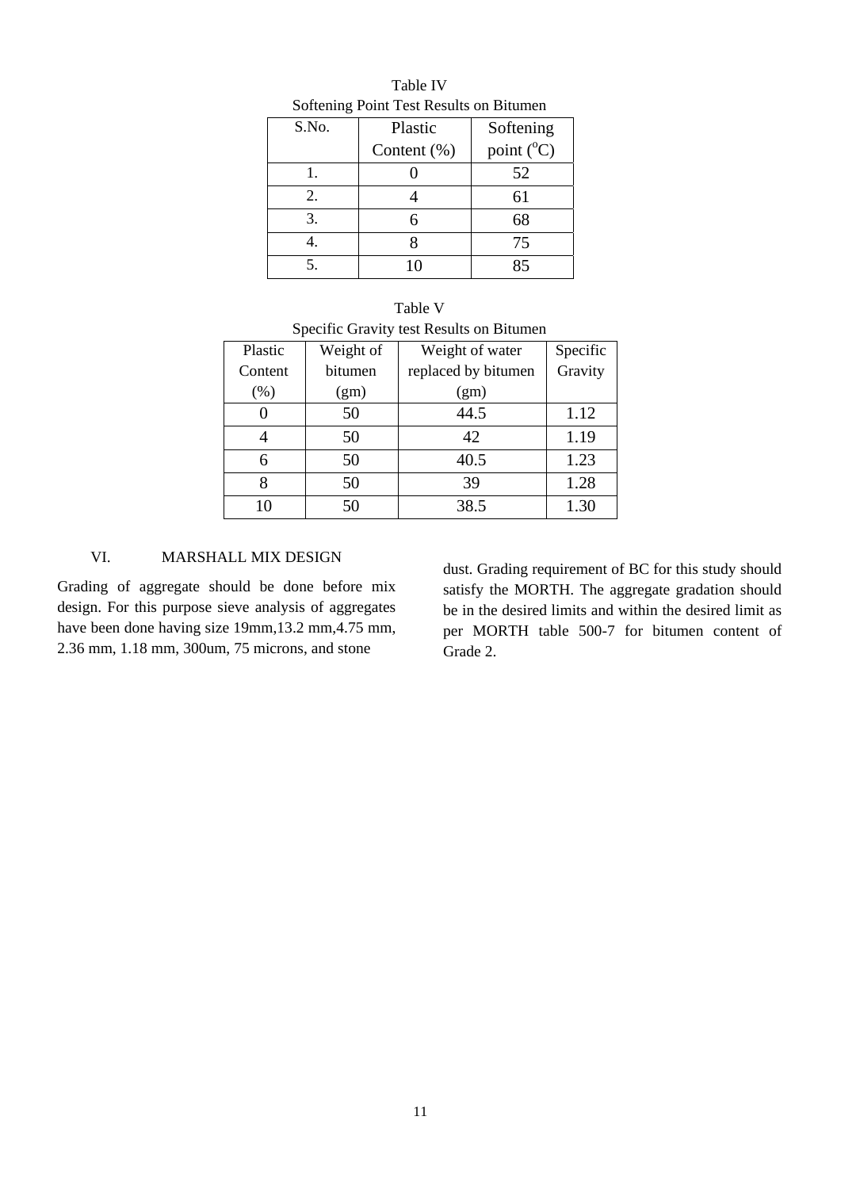Table IV
Softening Point Test Results on Bitumen

| S.No. | Plastic Content (%) | Softening point ($^{o}$C) |
|---|---|---|
| 1. | 0 | 52 |
| 2. | 4 | 61 |
| 3. | 6 | 68 |
| 4. | 8 | 75 |
| 5. | 10 | 85 |

Table V
Specific Gravity test Results on Bitumen

| Plastic Content (%) | Weight of bitumen (gm) | Weight of water replaced by bitumen (gm) | Specific Gravity |
|---|---|---|---|
| 0 | 50 | 44.5 | 1.12 |
| 4 | 50 | 42 | 1.19 |
| 6 | 50 | 40.5 | 1.23 |
| 8 | 50 | 39 | 1.28 |
| 10 | 50 | 38.5 | 1.30 |

## VI. MARSHALL MIX DESIGN

Grading of aggregate should be done before mix design. For this purpose sieve analysis of aggregates have been done having size 19mm,13.2 mm,4.75 mm, 2.36 mm, 1.18 mm, 300um, 75 microns, and stone dust. Grading requirement of BC for this study should satisfy the MORTH. The aggregate gradation should be in the desired limits and within the desired limit as per MORTH table 500-7 for bitumen content of Grade 2.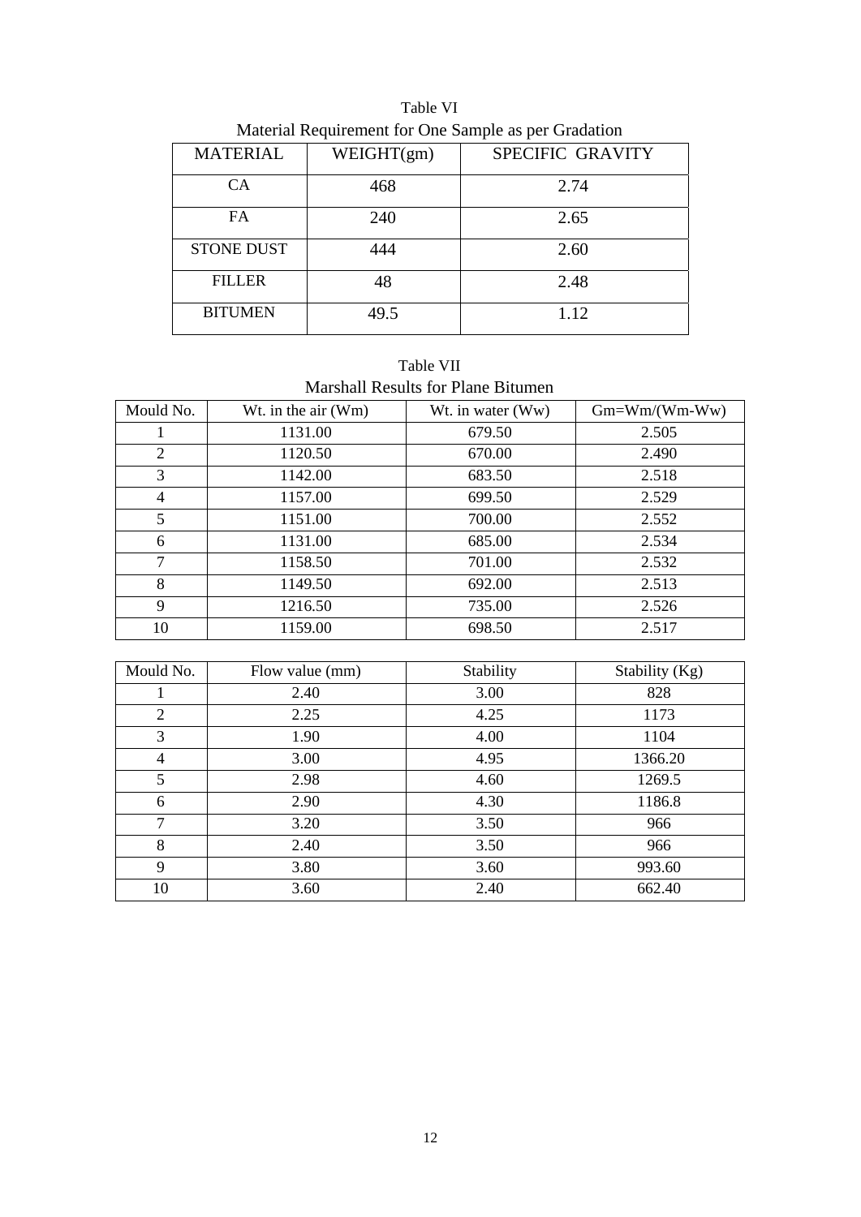Table VI

Material Requirement for One Sample as per Gradation

| MATERIAL | WEIGHT(gm) | SPECIFIC GRAVITY |
|---|---|---|
| CA | 468 | 2.74 |
| FA | 240 | 2.65 |
| STONE DUST | 444 | 2.60 |
| FILLER | 48 | 2.48 |
| BITUMEN | 49.5 | 1.12 |

Table VII

Marshall Results for Plane Bitumen

| Mould No. | Wt. in the air (Wm) | Wt. in water (Ww) | Gm=Wm/(Wm-Ww) |
|---|---|---|---|
| 1 | 1131.00 | 679.50 | 2.505 |
| 2 | 1120.50 | 670.00 | 2.490 |
| 3 | 1142.00 | 683.50 | 2.518 |
| 4 | 1157.00 | 699.50 | 2.529 |
| 5 | 1151.00 | 700.00 | 2.552 |
| 6 | 1131.00 | 685.00 | 2.534 |
| 7 | 1158.50 | 701.00 | 2.532 |
| 8 | 1149.50 | 692.00 | 2.513 |
| 9 | 1216.50 | 735.00 | 2.526 |
| 10 | 1159.00 | 698.50 | 2.517 |

| Mould No. | Flow value (mm) | Stability | Stability (Kg) |
|---|---|---|---|
| 1 | 2.40 | 3.00 | 828 |
| 2 | 2.25 | 4.25 | 1173 |
| 3 | 1.90 | 4.00 | 1104 |
| 4 | 3.00 | 4.95 | 1366.20 |
| 5 | 2.98 | 4.60 | 1269.5 |
| 6 | 2.90 | 4.30 | 1186.8 |
| 7 | 3.20 | 3.50 | 966 |
| 8 | 2.40 | 3.50 | 966 |
| 9 | 3.80 | 3.60 | 993.60 |
| 10 | 3.60 | 2.40 | 662.40 |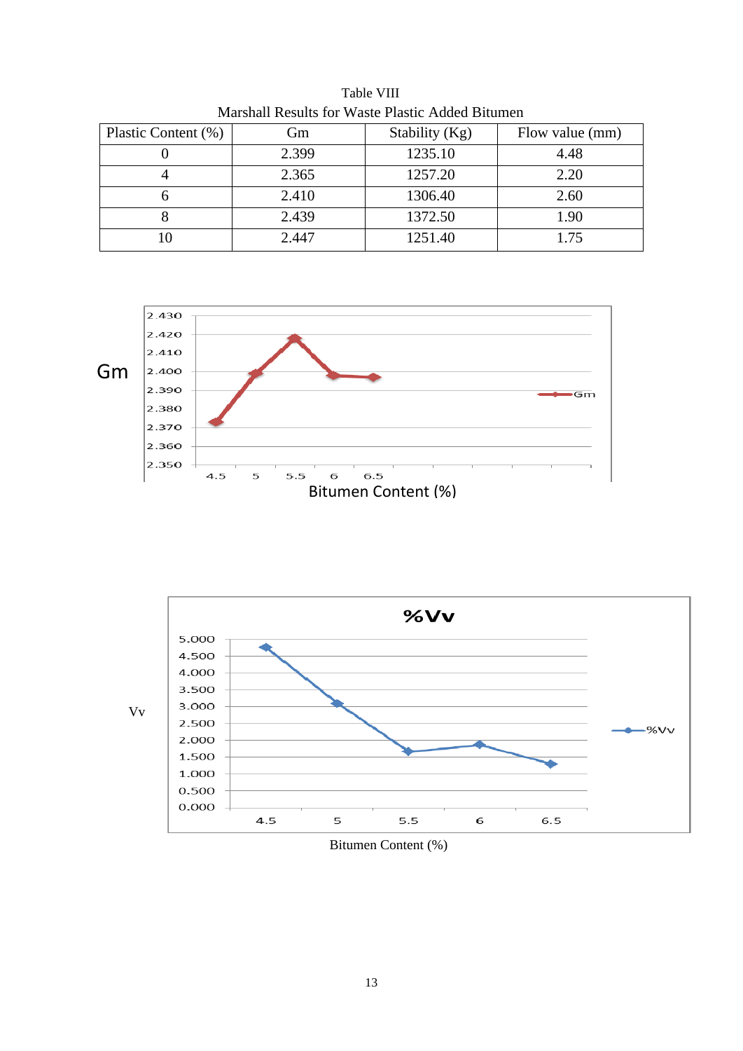Table VIII
Marshall Results for Waste Plastic Added Bitumen

| Plastic Content (%) | Gm | Stability (Kg) | Flow value (mm) |
|---|---|---|---|
| 0 | 2.399 | 1235.10 | 4.48 |
| 4 | 2.365 | 1257.20 | 2.20 |
| 6 | 2.410 | 1306.40 | 2.60 |
| 8 | 2.439 | 1372.50 | 1.90 |
| 10 | 2.447 | 1251.40 | 1.75 |

Gm

Bitumen Content (%)

%Vv

Vv

Bitumen Content (%)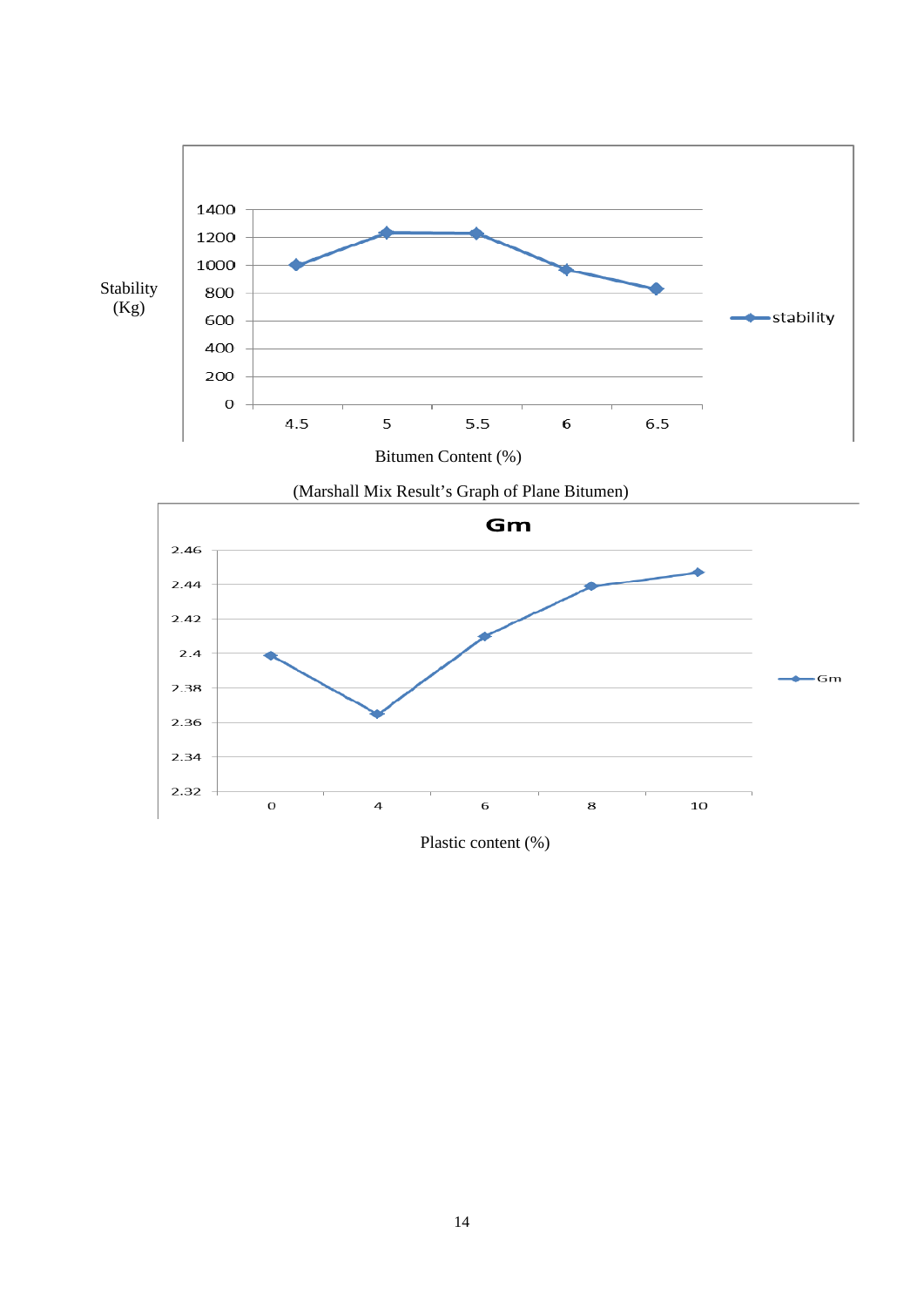Stability (Kg)

Bitumen Content (%)

(Marshall Mix Result's Graph of Plane Bitumen)

**Gm**

Plastic content (%)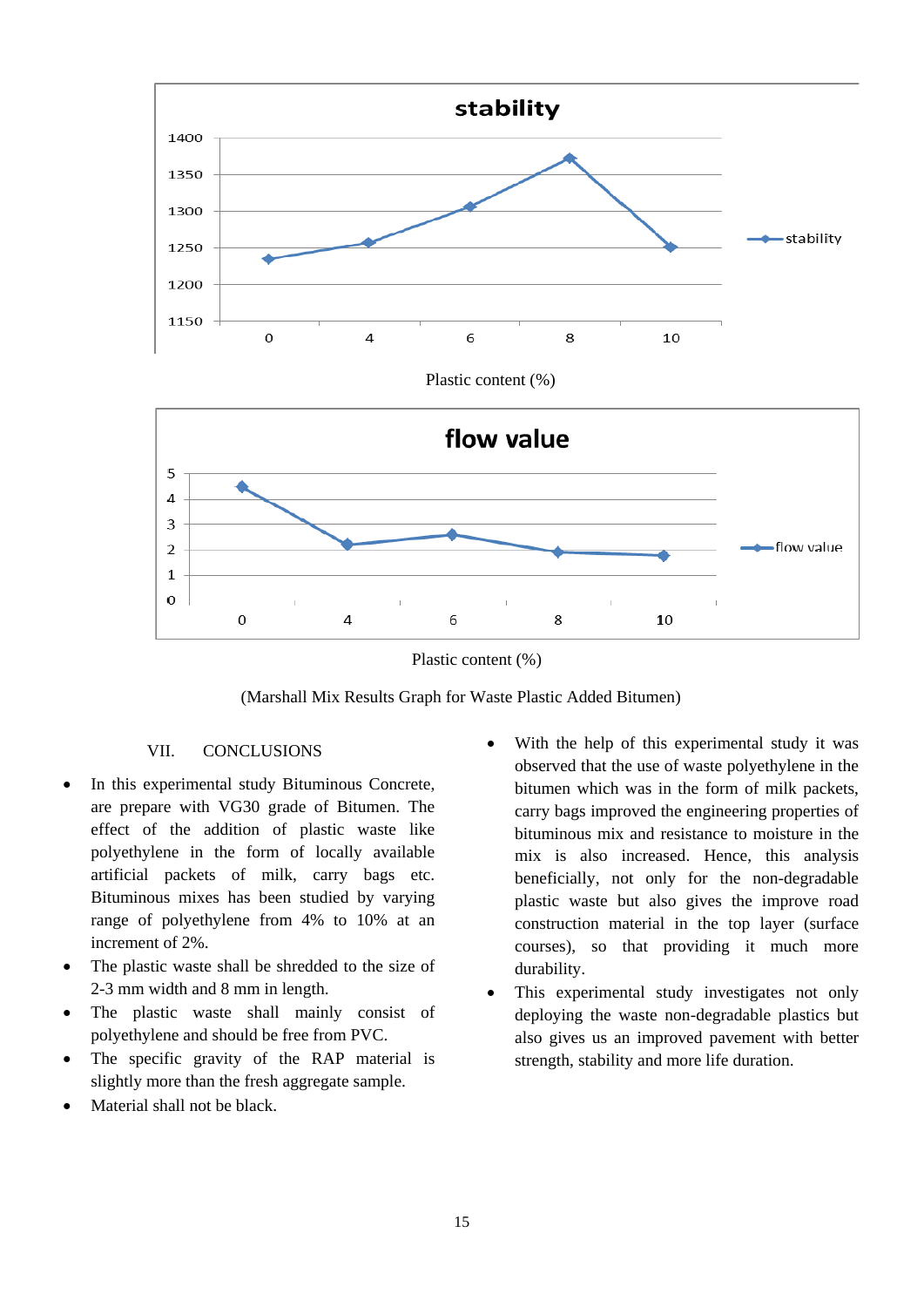Plastic content (%)

Plastic content (%)

(Marshall Mix Results Graph for Waste Plastic Added Bitumen)

## VII. CONCLUSIONS

- In this experimental study Bituminous Concrete, are prepare with VG30 grade of Bitumen. The effect of the addition of plastic waste like polyethylene in the form of locally available artificial packets of milk, carry bags etc. Bituminous mixes has been studied by varying range of polyethylene from 4% to 10% at an increment of 2%.
- The plastic waste shall be shredded to the size of 2-3 mm width and 8 mm in length.
- The plastic waste shall mainly consist of polyethylene and should be free from PVC.
- The specific gravity of the RAP material is slightly more than the fresh aggregate sample.
- Material shall not be black.
- With the help of this experimental study it was observed that the use of waste polyethylene in the bitumen which was in the form of milk packets, carry bags improved the engineering properties of bituminous mix and resistance to moisture in the mix is also increased. Hence, this analysis beneficially, not only for the non-degradable plastic waste but also gives the improve road construction material in the top layer (surface courses), so that providing it much more durability.
- This experimental study investigates not only deploying the waste non-degradable plastics but also gives us an improved pavement with better strength, stability and more life duration.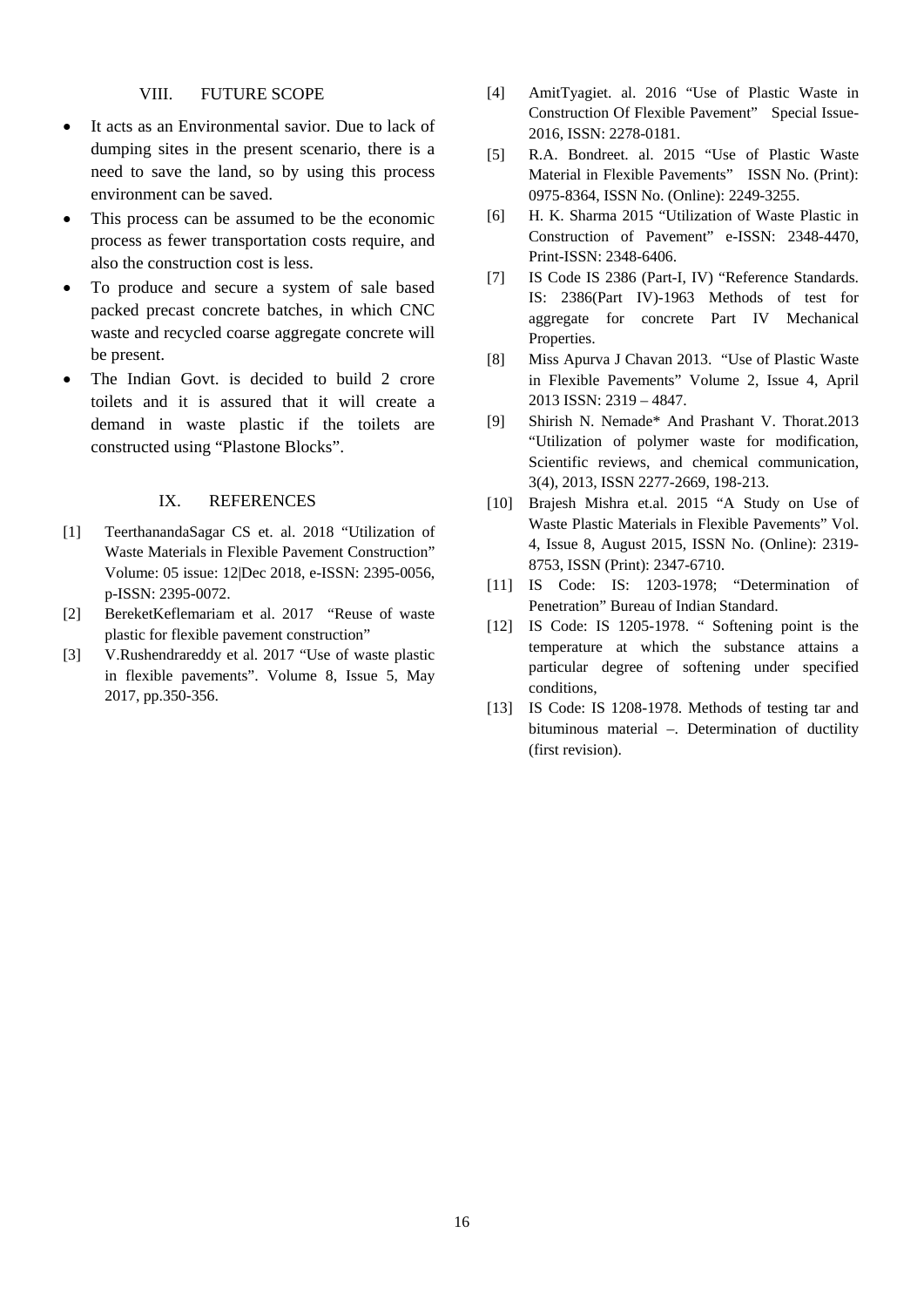## VIII. FUTURE SCOPE

- It acts as an Environmental savior. Due to lack of dumping sites in the present scenario, there is a need to save the land, so by using this process environment can be saved.
- This process can be assumed to be the economic process as fewer transportation costs require, and also the construction cost is less.
- To produce and secure a system of sale based packed precast concrete batches, in which CNC waste and recycled coarse aggregate concrete will be present.
- The Indian Govt. is decided to build 2 crore toilets and it is assured that it will create a demand in waste plastic if the toilets are constructed using "Plastone Blocks".

## IX. REFERENCES

[1] TeerthanandaSagar CS et. al. 2018 "Utilization of Waste Materials in Flexible Pavement Construction" Volume: 05 issue: 12|Dec 2018, e-ISSN: 2395-0056, p-ISSN: 2395-0072.

[2] BereketKeflemariam et al. 2017 "Reuse of waste plastic for flexible pavement construction"

[3] V.Rushendrareddy et al. 2017 "Use of waste plastic in flexible pavements". Volume 8, Issue 5, May 2017, pp.350-356.

[4] AmitTyagiet. al. 2016 "Use of Plastic Waste in Construction Of Flexible Pavement" Special Issue-2016, ISSN: 2278-0181.

[5] R.A. Bondreet. al. 2015 "Use of Plastic Waste Material in Flexible Pavements" ISSN No. (Print): 0975-8364, ISSN No. (Online): 2249-3255.

[6] H. K. Sharma 2015 "Utilization of Waste Plastic in Construction of Pavement" e-ISSN: 2348-4470, Print-ISSN: 2348-6406.

[7] IS Code IS 2386 (Part-I, IV) "Reference Standards. IS: 2386(Part IV)-1963 Methods of test for aggregate for concrete Part IV Mechanical Properties.

[8] Miss Apurva J Chavan 2013. "Use of Plastic Waste in Flexible Pavements" Volume 2, Issue 4, April 2013 ISSN: 2319 – 4847.

[9] Shirish N. Nemade* And Prashant V. Thorat.2013 "Utilization of polymer waste for modification, Scientific reviews, and chemical communication, 3(4), 2013, ISSN 2277-2669, 198-213.

[10] Brajesh Mishra et.al. 2015 "A Study on Use of Waste Plastic Materials in Flexible Pavements" Vol. 4, Issue 8, August 2015, ISSN No. (Online): 2319-8753, ISSN (Print): 2347-6710.

[11] IS Code: IS: 1203-1978; "Determination of Penetration" Bureau of Indian Standard.

[12] IS Code: IS 1205-1978. " Softening point is the temperature at which the substance attains a particular degree of softening under specified conditions,

[13] IS Code: IS 1208-1978. Methods of testing tar and bituminous material –. Determination of ductility (first revision).